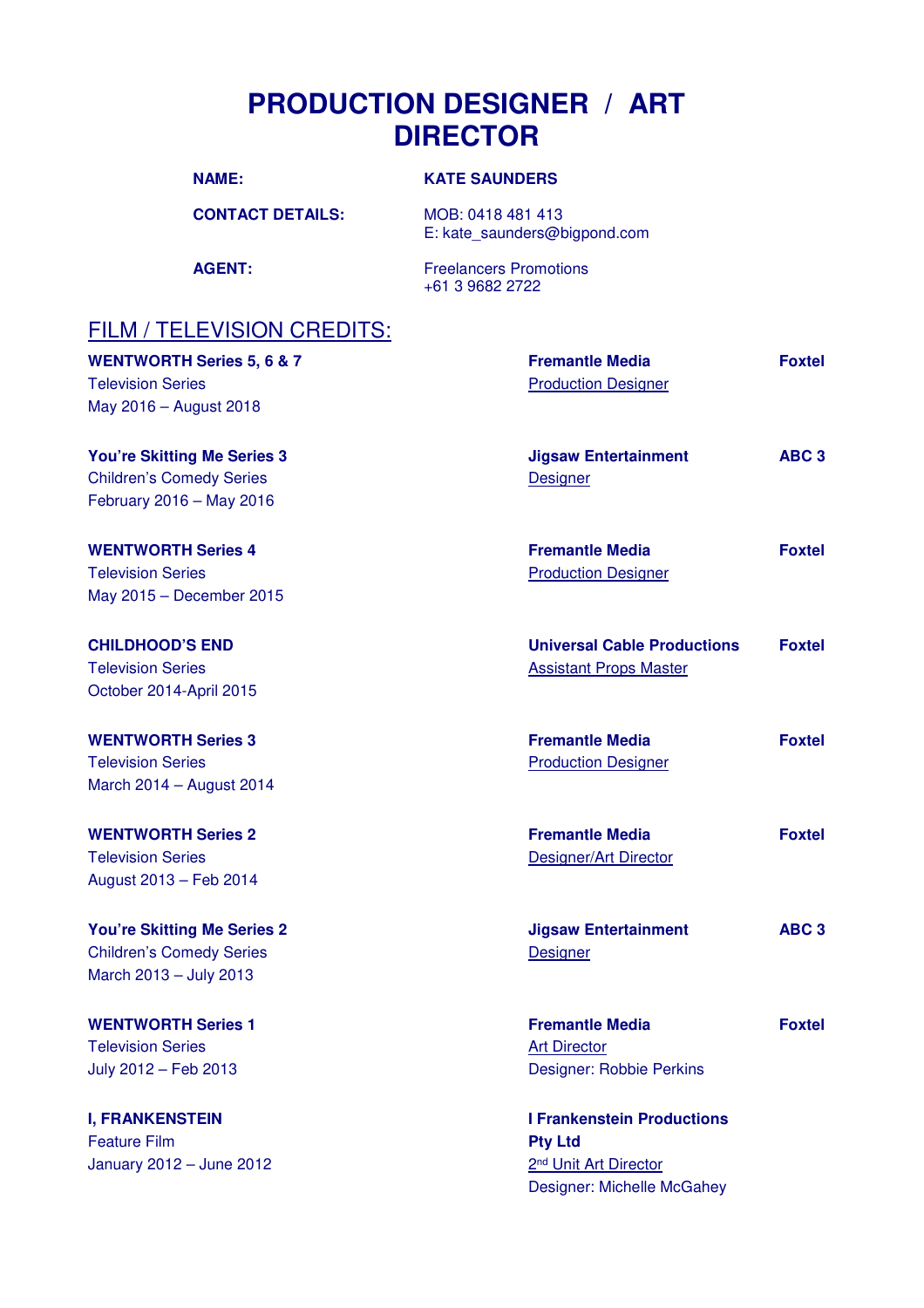# PRODUCTION DESIGNER / ART DIRECTOR

| | |
|---|---|
| **NAME:** | **KATE SAUNDERS** |
| **CONTACT DETAILS:** | MOB: 0418 481 413<br>E: kate_saunders@bigpond.com |
| **AGENT:** | Freelancers Promotions<br>+61 3 9682 2722 |

## FILM / TELEVISION CREDITS:

| | | |
|---|---|---|
| **WENTWORTH Series 5, 6 & 7**<br>Television Series<br>May 2016 – August 2018 | **Fremantle Media**<br>Production Designer | **Foxtel** |
| **You're Skitting Me Series 3**<br>Children's Comedy Series<br>February 2016 – May 2016 | **Jigsaw Entertainment**<br>Designer | **ABC 3** |
| **WENTWORTH Series 4**<br>Television Series<br>May 2015 – December 2015 | **Fremantle Media**<br>Production Designer | **Foxtel** |
| **CHILDHOOD'S END**<br>Television Series<br>October 2014-April 2015 | **Universal Cable Productions**<br>Assistant Props Master | **Foxtel** |
| **WENTWORTH Series 3**<br>Television Series<br>March 2014 – August 2014 | **Fremantle Media**<br>Production Designer | **Foxtel** |
| **WENTWORTH Series 2**<br>Television Series<br>August 2013 – Feb 2014 | **Fremantle Media**<br>Designer/Art Director | **Foxtel** |
| **You're Skitting Me Series 2**<br>Children's Comedy Series<br>March 2013 – July 2013 | **Jigsaw Entertainment**<br>Designer | **ABC 3** |
| **WENTWORTH Series 1**<br>Television Series<br>July 2012 – Feb 2013 | **Fremantle Media**<br>Art Director<br>Designer: Robbie Perkins | **Foxtel** |
| **I, FRANKENSTEIN**<br>Feature Film<br>January 2012 – June 2012 | **I Frankenstein Productions Pty Ltd**<br>2nd Unit Art Director<br>Designer: Michelle McGahey | |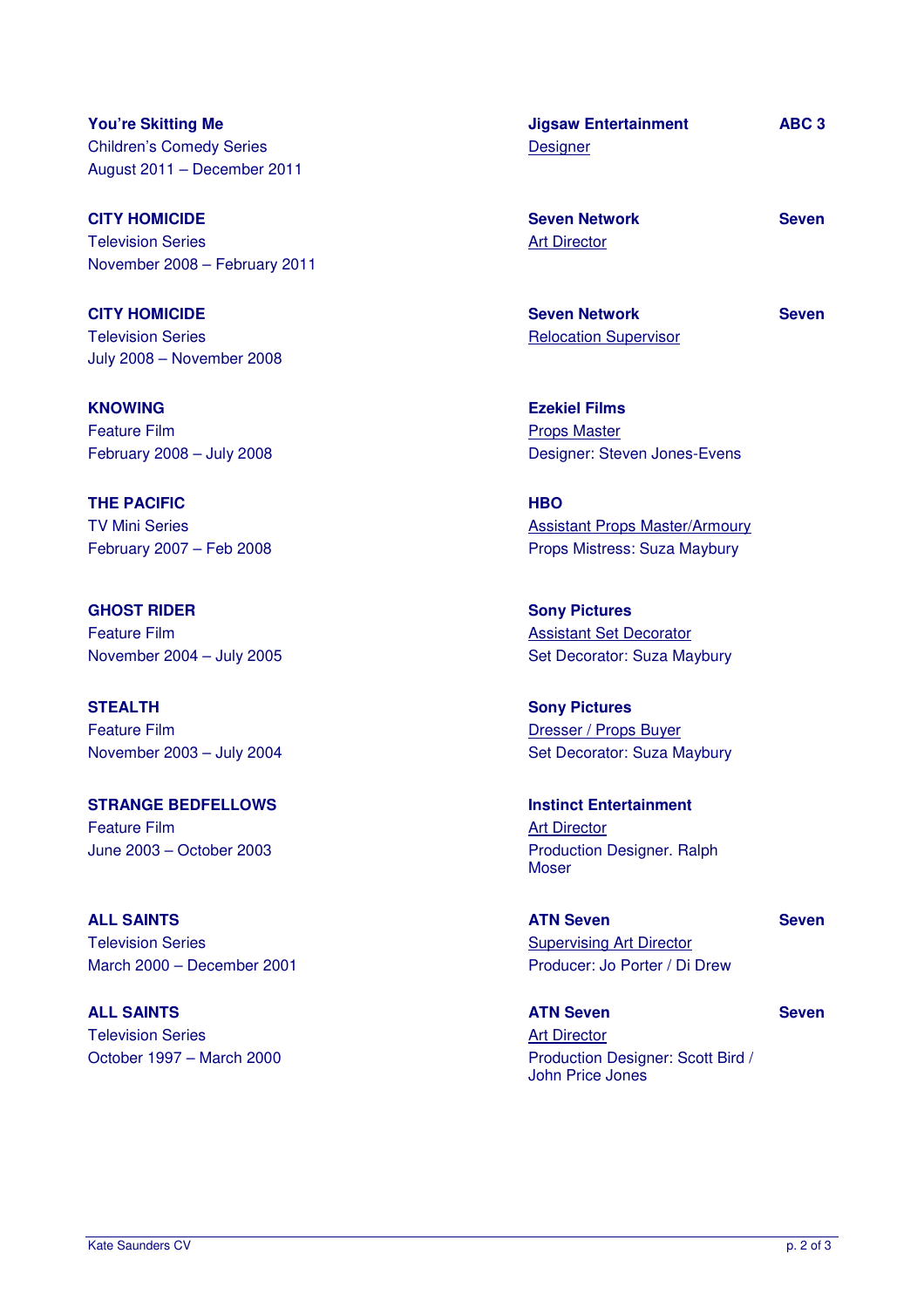**You're Skitting Me**
Children's Comedy Series
August 2011 – December 2011

**Jigsaw Entertainment** — **ABC 3**
Designer

**CITY HOMICIDE**
Television Series
November 2008 – February 2011

**Seven Network** — **Seven**
Art Director

**CITY HOMICIDE**
Television Series
July 2008 – November 2008

**Seven Network** — **Seven**
Relocation Supervisor

**KNOWING**
Feature Film
February 2008 – July 2008

**Ezekiel Films**
Props Master
Designer: Steven Jones-Evens

**THE PACIFIC**
TV Mini Series
February 2007 – Feb 2008

**HBO**
Assistant Props Master/Armoury
Props Mistress: Suza Maybury

**GHOST RIDER**
Feature Film
November 2004 – July 2005

**Sony Pictures**
Assistant Set Decorator
Set Decorator: Suza Maybury

**STEALTH**
Feature Film
November 2003 – July 2004

**Sony Pictures**
Dresser / Props Buyer
Set Decorator: Suza Maybury

**STRANGE BEDFELLOWS**
Feature Film
June 2003 – October 2003

**Instinct Entertainment**
Art Director
Production Designer. Ralph Moser

**ALL SAINTS**
Television Series
March 2000 – December 2001

**ATN Seven** — **Seven**
Supervising Art Director
Producer: Jo Porter / Di Drew

**ALL SAINTS**
Television Series
October 1997 – March 2000

**ATN Seven** — **Seven**
Art Director
Production Designer: Scott Bird / John Price Jones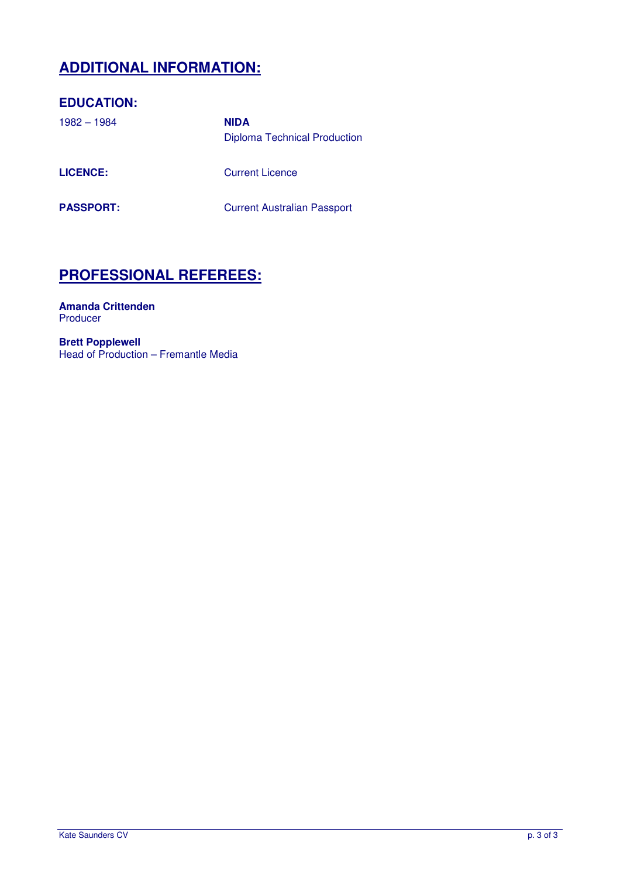## ADDITIONAL INFORMATION:

### EDUCATION:

| | |
|---|---|
| 1982 – 1984 | **NIDA**<br>Diploma Technical Production |
| **LICENCE:** | Current Licence |
| **PASSPORT:** | Current Australian Passport |

## PROFESSIONAL REFEREES:

**Amanda Crittenden**
Producer

**Brett Popplewell**
Head of Production – Fremantle Media